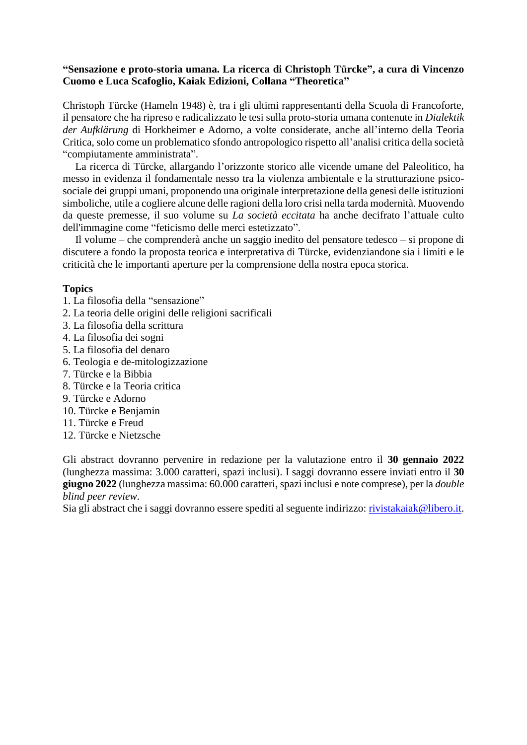**“Sensazione e proto-storia umana. La ricerca di Christoph Türcke”, a cura di Vincenzo Cuomo e Luca Scafoglio, Kaiak Edizioni, Collana “Theoretica”**

Christoph Türcke (Hameln 1948) è, tra i gli ultimi rappresentanti della Scuola di Francoforte, il pensatore che ha ripreso e radicalizzato le tesi sulla proto-storia umana contenute in *Dialektik der Aufklärung* di Horkheimer e Adorno, a volte considerate, anche all’interno della Teoria Critica, solo come un problematico sfondo antropologico rispetto all’analisi critica della società “compiutamente amministrata”.

La ricerca di Türcke, allargando l’orizzonte storico alle vicende umane del Paleolitico, ha messo in evidenza il fondamentale nesso tra la violenza ambientale e la strutturazione psico-sociale dei gruppi umani, proponendo una originale interpretazione della genesi delle istituzioni simboliche, utile a cogliere alcune delle ragioni della loro crisi nella tarda modernità. Muovendo da queste premesse, il suo volume su *La società eccitata* ha anche decifrato l’attuale culto dell'immagine come “feticismo delle merci estetizzato”.

Il volume – che comprenderà anche un saggio inedito del pensatore tedesco – si propone di discutere a fondo la proposta teorica e interpretativa di Türcke, evidenziandone sia i limiti e le criticità che le importanti aperture per la comprensione della nostra epoca storica.

**Topics**

1. La filosofia della “sensazione”
2. La teoria delle origini delle religioni sacrificali
3. La filosofia della scrittura
4. La filosofia dei sogni
5. La filosofia del denaro
6. Teologia e de-mitologizzazione
7. Türcke e la Bibbia
8. Türcke e la Teoria critica
9. Türcke e Adorno
10. Türcke e Benjamin
11. Türcke e Freud
12. Türcke e Nietzsche

Gli abstract dovranno pervenire in redazione per la valutazione entro il **30 gennaio 2022** (lunghezza massima: 3.000 caratteri, spazi inclusi). I saggi dovranno essere inviati entro il **30 giugno 2022** (lunghezza massima: 60.000 caratteri, spazi inclusi e note comprese), per la *double blind peer review*.

Sia gli abstract che i saggi dovranno essere spediti al seguente indirizzo: rivistakaiak@libero.it.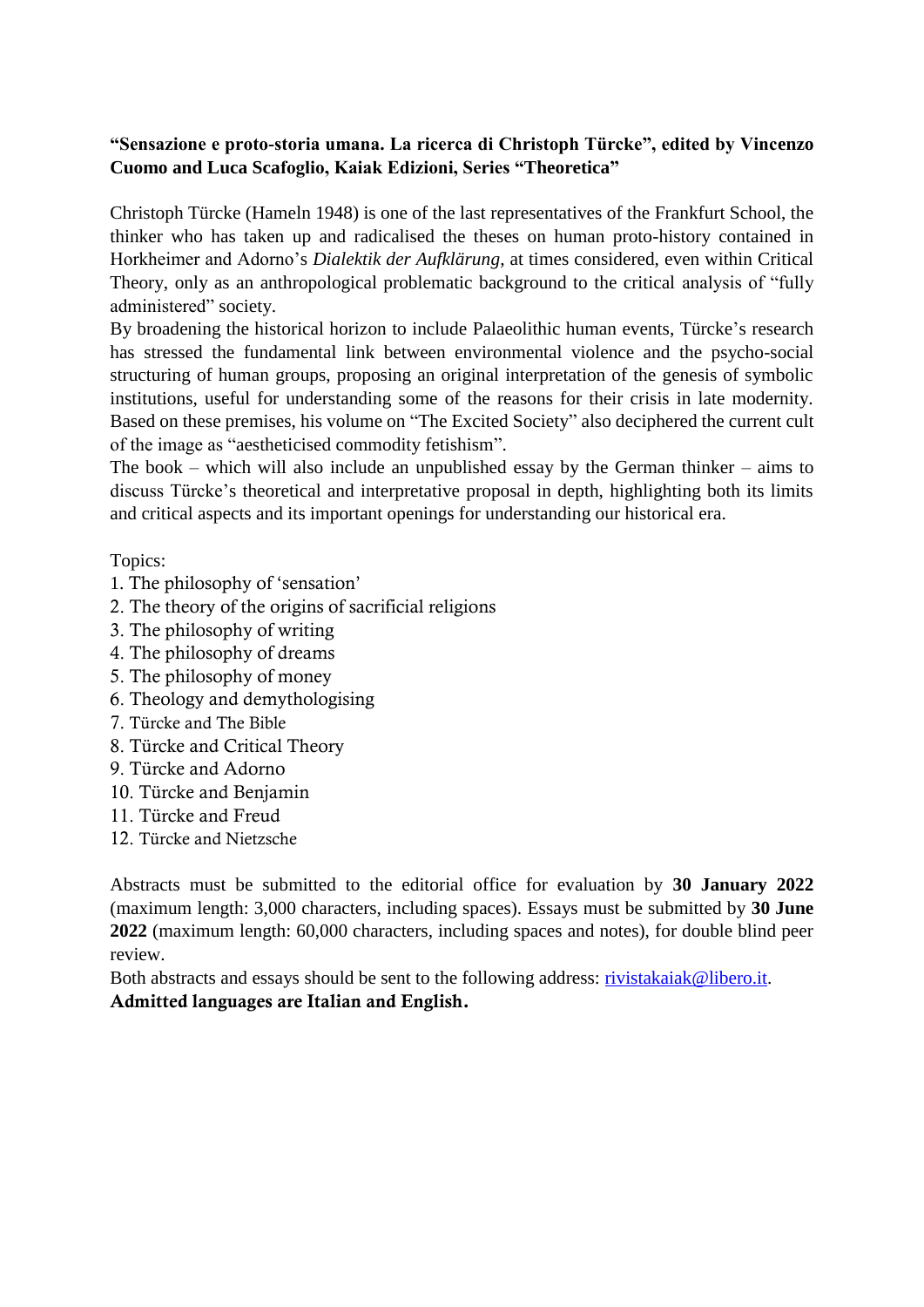**"Sensazione e proto-storia umana. La ricerca di Christoph Türcke", edited by Vincenzo Cuomo and Luca Scafoglio, Kaiak Edizioni, Series "Theoretica"**

Christoph Türcke (Hameln 1948) is one of the last representatives of the Frankfurt School, the thinker who has taken up and radicalised the theses on human proto-history contained in Horkheimer and Adorno's *Dialektik der Aufklärung*, at times considered, even within Critical Theory, only as an anthropological problematic background to the critical analysis of "fully administered" society.
By broadening the historical horizon to include Palaeolithic human events, Türcke's research has stressed the fundamental link between environmental violence and the psycho-social structuring of human groups, proposing an original interpretation of the genesis of symbolic institutions, useful for understanding some of the reasons for their crisis in late modernity. Based on these premises, his volume on "The Excited Society" also deciphered the current cult of the image as "aestheticised commodity fetishism".
The book – which will also include an unpublished essay by the German thinker – aims to discuss Türcke's theoretical and interpretative proposal in depth, highlighting both its limits and critical aspects and its important openings for understanding our historical era.

Topics:
1. The philosophy of 'sensation'
2. The theory of the origins of sacrificial religions
3. The philosophy of writing
4. The philosophy of dreams
5. The philosophy of money
6. Theology and demythologising
7. Türcke and The Bible
8. Türcke and Critical Theory
9. Türcke and Adorno
10. Türcke and Benjamin
11. Türcke and Freud
12. Türcke and Nietzsche

Abstracts must be submitted to the editorial office for evaluation by **30 January 2022** (maximum length: 3,000 characters, including spaces). Essays must be submitted by **30 June 2022** (maximum length: 60,000 characters, including spaces and notes), for double blind peer review.
Both abstracts and essays should be sent to the following address: rivistakaiak@libero.it.
**Admitted languages are Italian and English.**